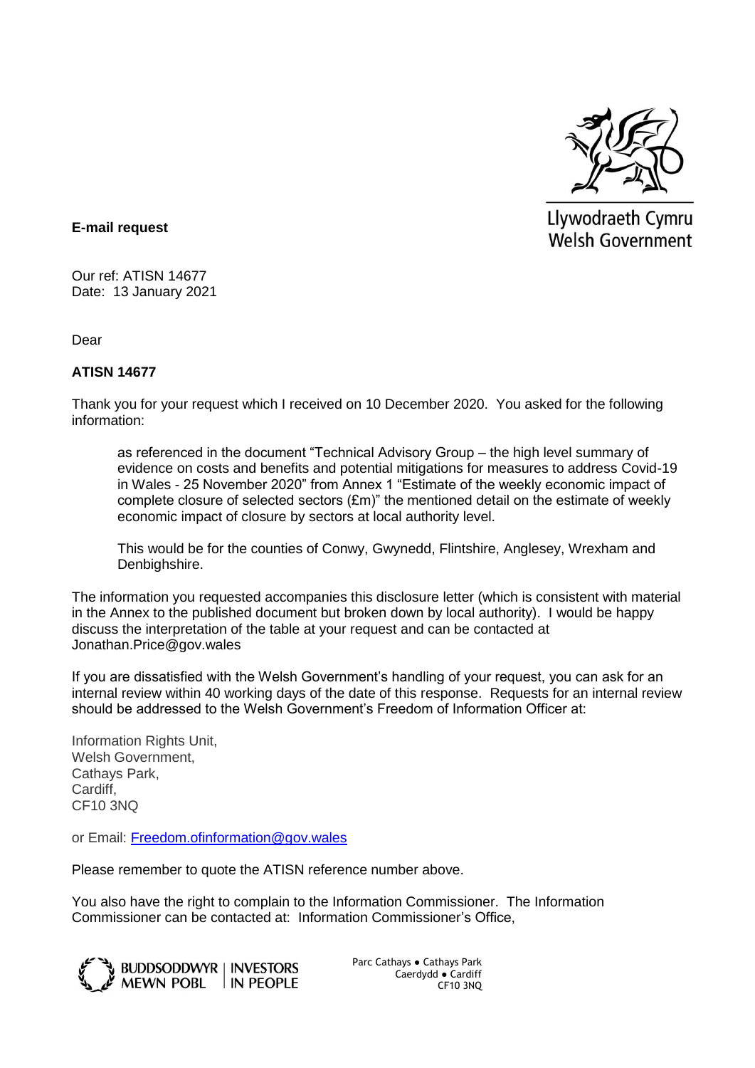Llywodraeth Cymru
Welsh Government

**E-mail request**

Our ref: ATISN 14677
Date: 13 January 2021

Dear

**ATISN 14677**

Thank you for your request which I received on 10 December 2020. You asked for the following information:

> as referenced in the document "Technical Advisory Group – the high level summary of evidence on costs and benefits and potential mitigations for measures to address Covid-19 in Wales - 25 November 2020" from Annex 1 "Estimate of the weekly economic impact of complete closure of selected sectors (£m)" the mentioned detail on the estimate of weekly economic impact of closure by sectors at local authority level.
>
> This would be for the counties of Conwy, Gwynedd, Flintshire, Anglesey, Wrexham and Denbighshire.

The information you requested accompanies this disclosure letter (which is consistent with material in the Annex to the published document but broken down by local authority). I would be happy discuss the interpretation of the table at your request and can be contacted at Jonathan.Price@gov.wales

If you are dissatisfied with the Welsh Government's handling of your request, you can ask for an internal review within 40 working days of the date of this response. Requests for an internal review should be addressed to the Welsh Government's Freedom of Information Officer at:

Information Rights Unit,
Welsh Government,
Cathays Park,
Cardiff,
CF10 3NQ

or Email: Freedom.ofinformation@gov.wales

Please remember to quote the ATISN reference number above.

You also have the right to complain to the Information Commissioner. The Information Commissioner can be contacted at: Information Commissioner's Office,

BUDDSODDWYR MEWN POBL | INVESTORS IN PEOPLE

Parc Cathays ● Cathays Park
Caerdydd ● Cardiff
CF10 3NQ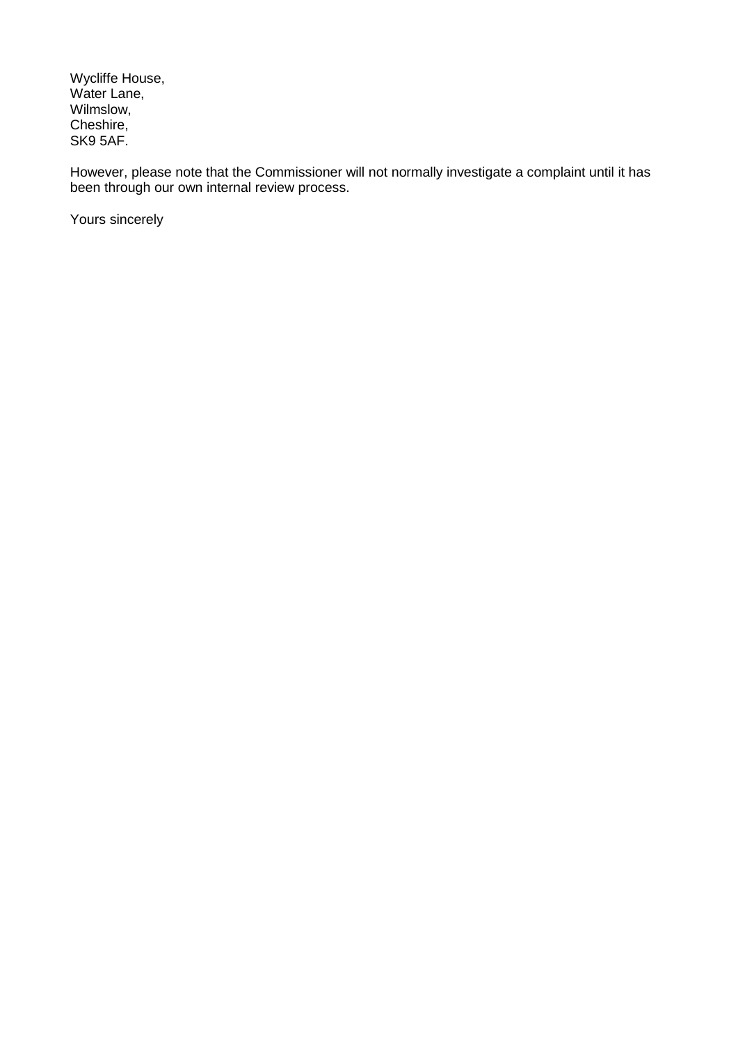Wycliffe House,
Water Lane,
Wilmslow,
Cheshire,
SK9 5AF.

However, please note that the Commissioner will not normally investigate a complaint until it has been through our own internal review process.

Yours sincerely